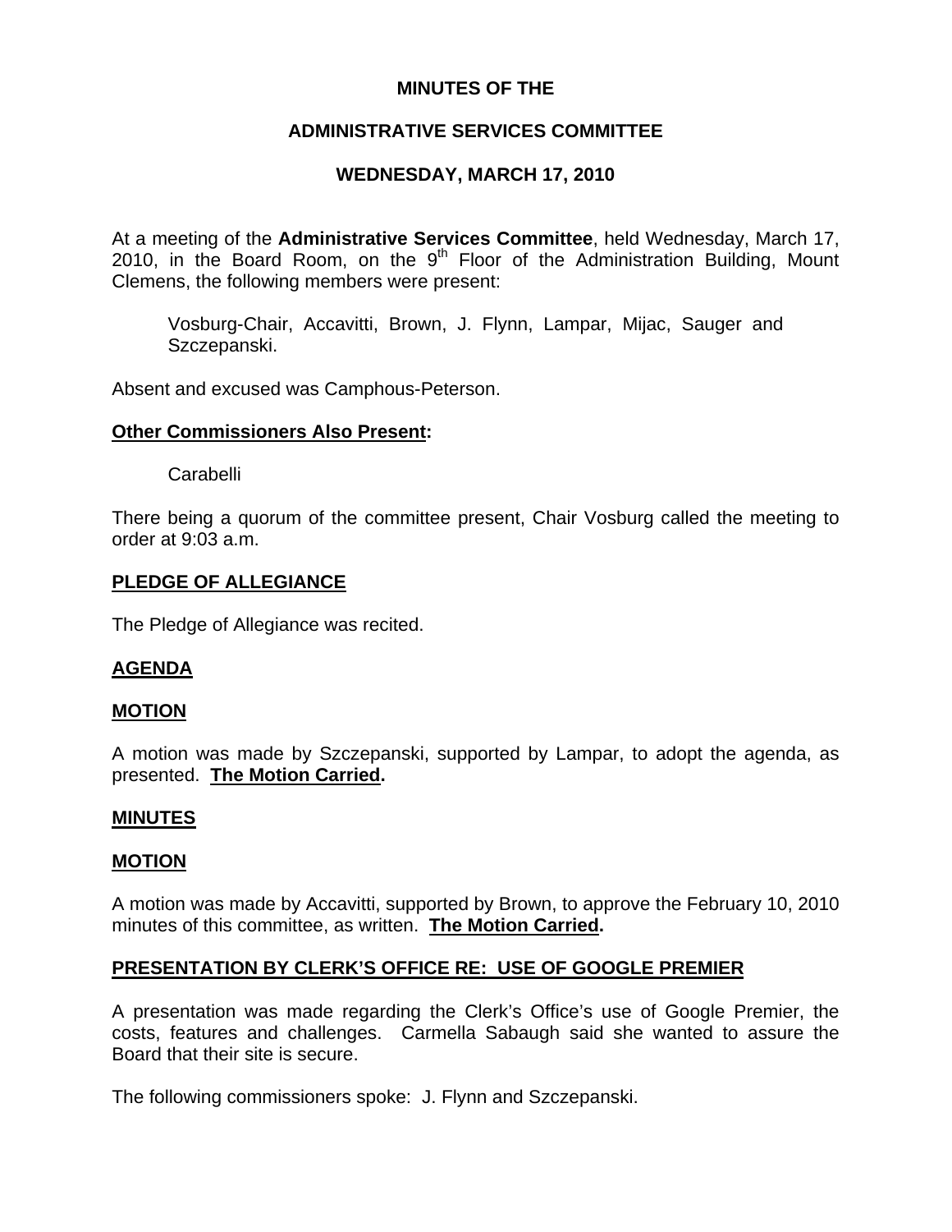# MINUTES OF THE

# ADMINISTRATIVE SERVICES COMMITTEE

# WEDNESDAY, MARCH 17, 2010

At a meeting of the **Administrative Services Committee**, held Wednesday, March 17, 2010, in the Board Room, on the 9th Floor of the Administration Building, Mount Clemens, the following members were present:

> Vosburg-Chair, Accavitti, Brown, J. Flynn, Lampar, Mijac, Sauger and Szczepanski.

Absent and excused was Camphous-Peterson.

**Other Commissioners Also Present:**

> Carabelli

There being a quorum of the committee present, Chair Vosburg called the meeting to order at 9:03 a.m.

## PLEDGE OF ALLEGIANCE

The Pledge of Allegiance was recited.

## AGENDA

### MOTION

A motion was made by Szczepanski, supported by Lampar, to adopt the agenda, as presented. **The Motion Carried.**

## MINUTES

### MOTION

A motion was made by Accavitti, supported by Brown, to approve the February 10, 2010 minutes of this committee, as written. **The Motion Carried.**

## PRESENTATION BY CLERK'S OFFICE RE: USE OF GOOGLE PREMIER

A presentation was made regarding the Clerk's Office's use of Google Premier, the costs, features and challenges. Carmella Sabaugh said she wanted to assure the Board that their site is secure.

The following commissioners spoke: J. Flynn and Szczepanski.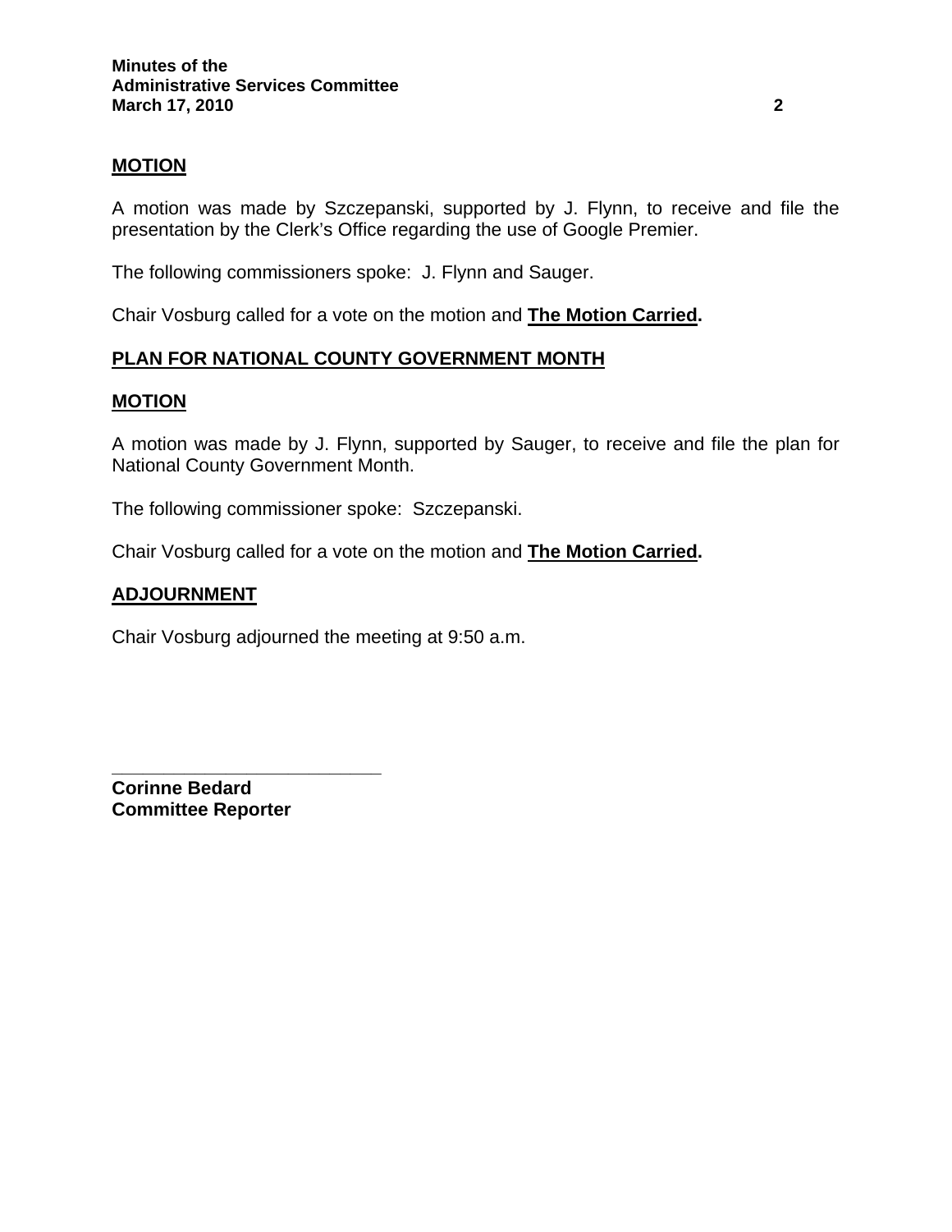**MOTION**

A motion was made by Szczepanski, supported by J. Flynn, to receive and file the presentation by the Clerk's Office regarding the use of Google Premier.

The following commissioners spoke: J. Flynn and Sauger.

Chair Vosburg called for a vote on the motion and **The Motion Carried.**

**PLAN FOR NATIONAL COUNTY GOVERNMENT MONTH**

**MOTION**

A motion was made by J. Flynn, supported by Sauger, to receive and file the plan for National County Government Month.

The following commissioner spoke: Szczepanski.

Chair Vosburg called for a vote on the motion and **The Motion Carried.**

**ADJOURNMENT**

Chair Vosburg adjourned the meeting at 9:50 a.m.

\_\_\_\_\_\_\_\_\_\_\_\_\_\_\_\_\_\_\_\_\_\_\_\_\_\_\_\_

**Corinne Bedard**
**Committee Reporter**